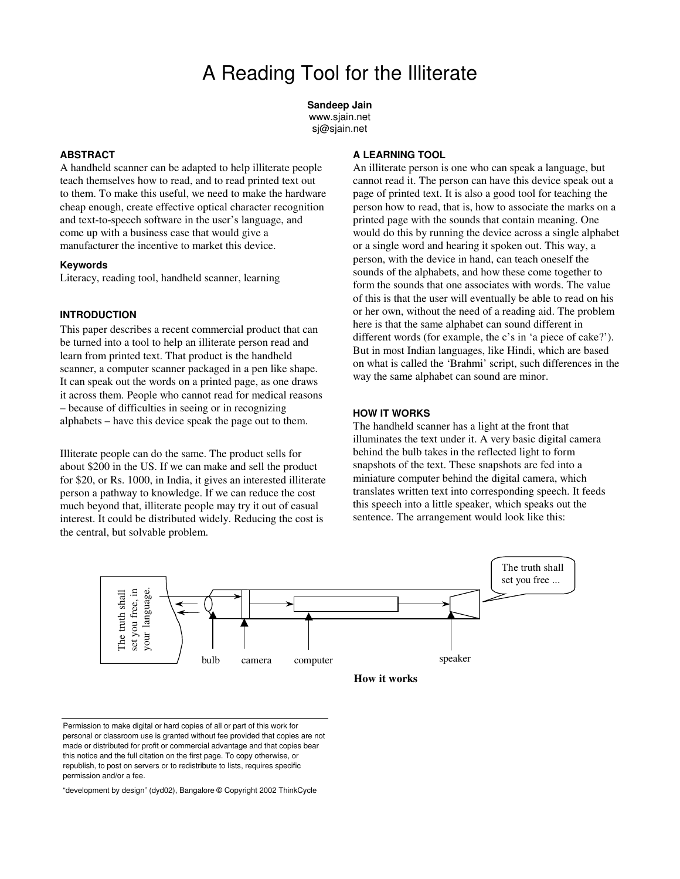# A Reading Tool for the Illiterate

**Sandeep Jain**
www.sjain.net
sj@sjain.net

## ABSTRACT

A handheld scanner can be adapted to help illiterate people teach themselves how to read, and to read printed text out to them. To make this useful, we need to make the hardware cheap enough, create effective optical character recognition and text-to-speech software in the user's language, and come up with a business case that would give a manufacturer the incentive to market this device.

### Keywords

Literacy, reading tool, handheld scanner, learning

## INTRODUCTION

This paper describes a recent commercial product that can be turned into a tool to help an illiterate person read and learn from printed text. That product is the handheld scanner, a computer scanner packaged in a pen like shape. It can speak out the words on a printed page, as one draws it across them. People who cannot read for medical reasons – because of difficulties in seeing or in recognizing alphabets – have this device speak the page out to them.

Illiterate people can do the same. The product sells for about $200 in the US. If we can make and sell the product for $20, or Rs. 1000, in India, it gives an interested illiterate person a pathway to knowledge. If we can reduce the cost much beyond that, illiterate people may try it out of casual interest. It could be distributed widely. Reducing the cost is the central, but solvable problem.

## A LEARNING TOOL

An illiterate person is one who can speak a language, but cannot read it. The person can have this device speak out a page of printed text. It is also a good tool for teaching the person how to read, that is, how to associate the marks on a printed page with the sounds that contain meaning. One would do this by running the device across a single alphabet or a single word and hearing it spoken out. This way, a person, with the device in hand, can teach oneself the sounds of the alphabets, and how these come together to form the sounds that one associates with words. The value of this is that the user will eventually be able to read on his or her own, without the need of a reading aid. The problem here is that the same alphabet can sound different in different words (for example, the c's in 'a piece of cake?'). But in most Indian languages, like Hindi, which are based on what is called the 'Brahmi' script, such differences in the way the same alphabet can sound are minor.

## HOW IT WORKS

The handheld scanner has a light at the front that illuminates the text under it. A very basic digital camera behind the bulb takes in the reflected light to form snapshots of the text. These snapshots are fed into a miniature computer behind the digital camera, which translates written text into corresponding speech. It feeds this speech into a little speaker, which speaks out the sentence. The arrangement would look like this:

The truth shall set you free, in your language.

bulb camera computer speaker

The truth shall set you free ...

**How it works**

Permission to make digital or hard copies of all or part of this work for personal or classroom use is granted without fee provided that copies are not made or distributed for profit or commercial advantage and that copies bear this notice and the full citation on the first page. To copy otherwise, or republish, to post on servers or to redistribute to lists, requires specific permission and/or a fee.

"development by design" (dyd02), Bangalore © Copyright 2002 ThinkCycle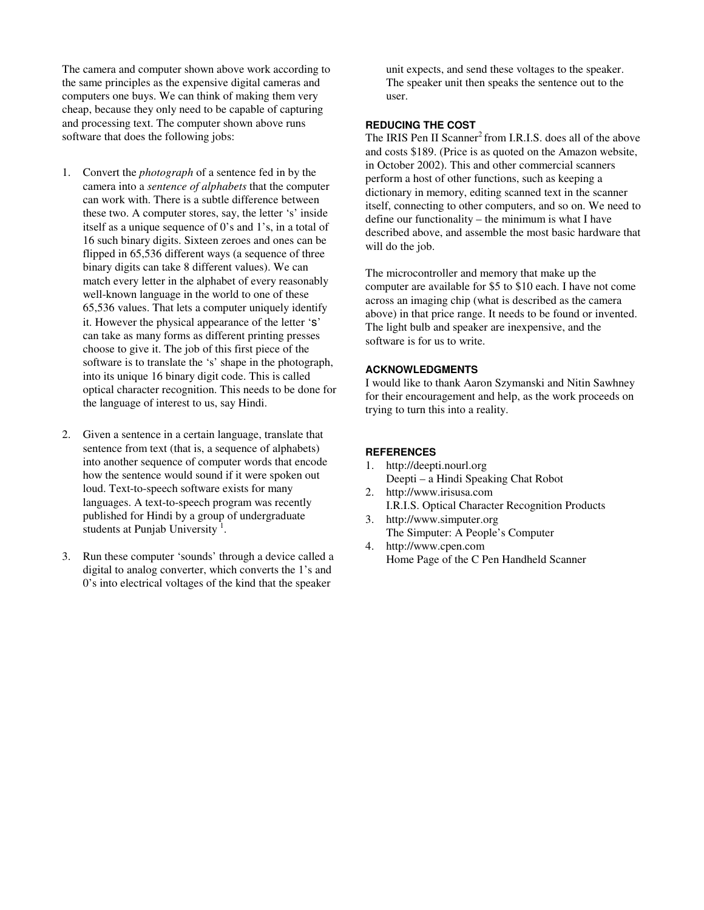The camera and computer shown above work according to the same principles as the expensive digital cameras and computers one buys. We can think of making them very cheap, because they only need to be capable of capturing and processing text. The computer shown above runs software that does the following jobs:

1. Convert the *photograph* of a sentence fed in by the camera into a *sentence of alphabets* that the computer can work with. There is a subtle difference between these two. A computer stores, say, the letter 's' inside itself as a unique sequence of 0's and 1's, in a total of 16 such binary digits. Sixteen zeroes and ones can be flipped in 65,536 different ways (a sequence of three binary digits can take 8 different values). We can match every letter in the alphabet of every reasonably well-known language in the world to one of these 65,536 values. That lets a computer uniquely identify it. However the physical appearance of the letter 's' can take as many forms as different printing presses choose to give it. The job of this first piece of the software is to translate the 's' shape in the photograph, into its unique 16 binary digit code. This is called optical character recognition. This needs to be done for the language of interest to us, say Hindi.

2. Given a sentence in a certain language, translate that sentence from text (that is, a sequence of alphabets) into another sequence of computer words that encode how the sentence would sound if it were spoken out loud. Text-to-speech software exists for many languages. A text-to-speech program was recently published for Hindi by a group of undergraduate students at Punjab University [1].

3. Run these computer 'sounds' through a device called a digital to analog converter, which converts the 1's and 0's into electrical voltages of the kind that the speaker unit expects, and send these voltages to the speaker. The speaker unit then speaks the sentence out to the user.

#### REDUCING THE COST

The IRIS Pen II Scanner[2] from I.R.I.S. does all of the above and costs $189. (Price is as quoted on the Amazon website, in October 2002). This and other commercial scanners perform a host of other functions, such as keeping a dictionary in memory, editing scanned text in the scanner itself, connecting to other computers, and so on. We need to define our functionality – the minimum is what I have described above, and assemble the most basic hardware that will do the job.

The microcontroller and memory that make up the computer are available for $5 to $10 each. I have not come across an imaging chip (what is described as the camera above) in that price range. It needs to be found or invented. The light bulb and speaker are inexpensive, and the software is for us to write.

#### ACKNOWLEDGMENTS

I would like to thank Aaron Szymanski and Nitin Sawhney for their encouragement and help, as the work proceeds on trying to turn this into a reality.

#### REFERENCES

1. http://deepti.nourl.org
   Deepti – a Hindi Speaking Chat Robot
2. http://www.irisusa.com
   I.R.I.S. Optical Character Recognition Products
3. http://www.simputer.org
   The Simputer: A People's Computer
4. http://www.cpen.com
   Home Page of the C Pen Handheld Scanner